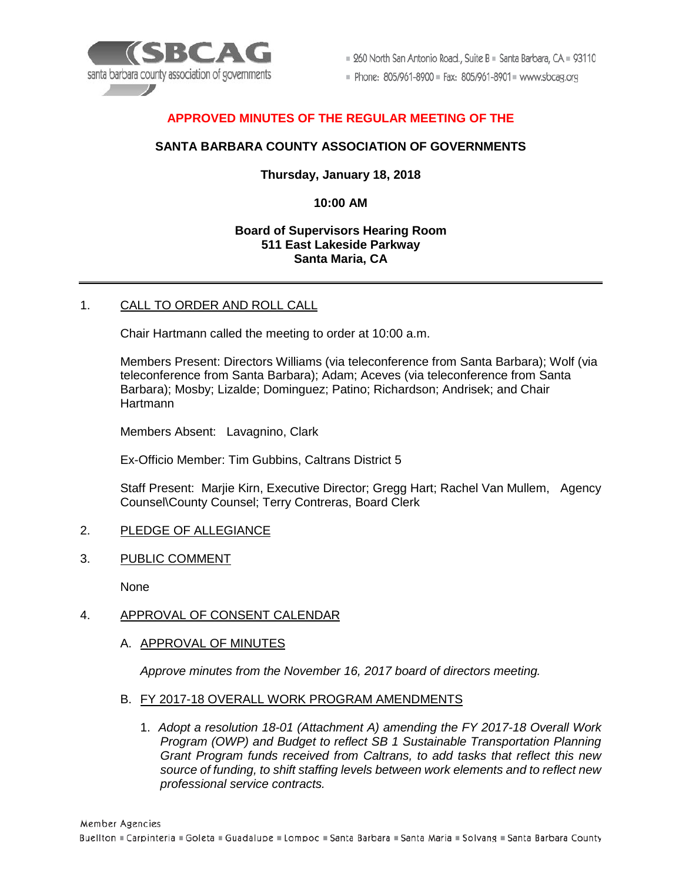**APPROVED MINUTES OF THE REGULAR MEETING OF THE**

**SANTA BARBARA COUNTY ASSOCIATION OF GOVERNMENTS**

**Thursday, January 18, 2018**

**10:00 AM**

**Board of Supervisors Hearing Room**
**511 East Lakeside Parkway**
**Santa Maria, CA**

---

1. CALL TO ORDER AND ROLL CALL

   Chair Hartmann called the meeting to order at 10:00 a.m.

   Members Present: Directors Williams (via teleconference from Santa Barbara); Wolf (via teleconference from Santa Barbara); Adam; Aceves (via teleconference from Santa Barbara); Mosby; Lizalde; Dominguez; Patino; Richardson; Andrisek; and Chair Hartmann

   Members Absent: Lavagnino, Clark

   Ex-Officio Member: Tim Gubbins, Caltrans District 5

   Staff Present: Marjie Kirn, Executive Director; Gregg Hart; Rachel Van Mullem, Agency Counsel\County Counsel; Terry Contreras, Board Clerk

2. PLEDGE OF ALLEGIANCE

3. PUBLIC COMMENT

   None

4. APPROVAL OF CONSENT CALENDAR

   A. APPROVAL OF MINUTES

      *Approve minutes from the November 16, 2017 board of directors meeting.*

   B. FY 2017-18 OVERALL WORK PROGRAM AMENDMENTS

      1. *Adopt a resolution 18-01 (Attachment A) amending the FY 2017-18 Overall Work Program (OWP) and Budget to reflect SB 1 Sustainable Transportation Planning Grant Program funds received from Caltrans, to add tasks that reflect this new source of funding, to shift staffing levels between work elements and to reflect new professional service contracts.*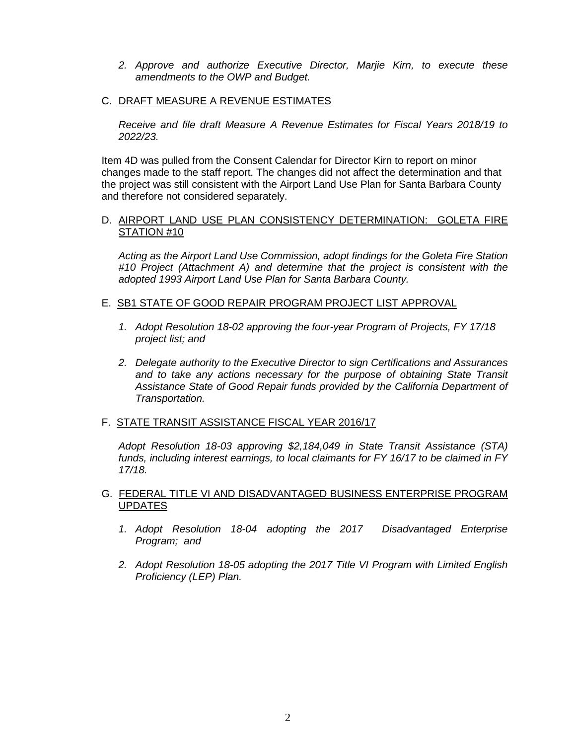2. *Approve and authorize Executive Director, Marjie Kirn, to execute these amendments to the OWP and Budget.*

C. <u>DRAFT MEASURE A REVENUE ESTIMATES</u>

*Receive and file draft Measure A Revenue Estimates for Fiscal Years 2018/19 to 2022/23.*

Item 4D was pulled from the Consent Calendar for Director Kirn to report on minor changes made to the staff report. The changes did not affect the determination and that the project was still consistent with the Airport Land Use Plan for Santa Barbara County and therefore not considered separately.

D. <u>AIRPORT LAND USE PLAN CONSISTENCY DETERMINATION: GOLETA FIRE STATION #10</u>

*Acting as the Airport Land Use Commission, adopt findings for the Goleta Fire Station #10 Project (Attachment A) and determine that the project is consistent with the adopted 1993 Airport Land Use Plan for Santa Barbara County.*

E. <u>SB1 STATE OF GOOD REPAIR PROGRAM PROJECT LIST APPROVAL</u>

1. *Adopt Resolution 18-02 approving the four-year Program of Projects, FY 17/18 project list; and*

2. *Delegate authority to the Executive Director to sign Certifications and Assurances and to take any actions necessary for the purpose of obtaining State Transit Assistance State of Good Repair funds provided by the California Department of Transportation.*

F. <u>STATE TRANSIT ASSISTANCE FISCAL YEAR 2016/17</u>

*Adopt Resolution 18-03 approving $2,184,049 in State Transit Assistance (STA) funds, including interest earnings, to local claimants for FY 16/17 to be claimed in FY 17/18.*

G. <u>FEDERAL TITLE VI AND DISADVANTAGED BUSINESS ENTERPRISE PROGRAM UPDATES</u>

1. *Adopt Resolution 18-04 adopting the 2017 Disadvantaged Enterprise Program; and*

2. *Adopt Resolution 18-05 adopting the 2017 Title VI Program with Limited English Proficiency (LEP) Plan.*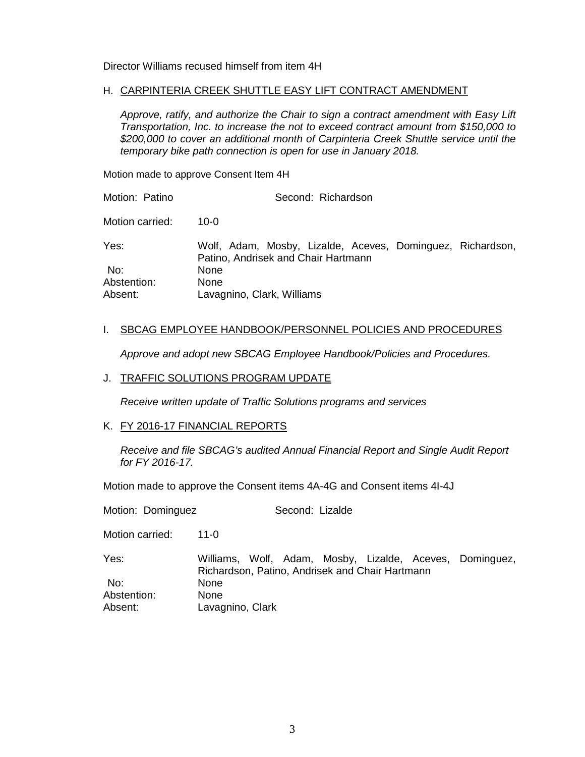Director Williams recused himself from item 4H

H. CARPINTERIA CREEK SHUTTLE EASY LIFT CONTRACT AMENDMENT

*Approve, ratify, and authorize the Chair to sign a contract amendment with Easy Lift Transportation, Inc. to increase the not to exceed contract amount from $150,000 to $200,000 to cover an additional month of Carpinteria Creek Shuttle service until the temporary bike path connection is open for use in January 2018.*

Motion made to approve Consent Item 4H

Motion: Patino  Second: Richardson

Motion carried: 10-0

Yes: Wolf, Adam, Mosby, Lizalde, Aceves, Dominguez, Richardson, Patino, Andrisek and Chair Hartmann
No: None
Abstention: None
Absent: Lavagnino, Clark, Williams

I. SBCAG EMPLOYEE HANDBOOK/PERSONNEL POLICIES AND PROCEDURES

*Approve and adopt new SBCAG Employee Handbook/Policies and Procedures.*

J. TRAFFIC SOLUTIONS PROGRAM UPDATE

*Receive written update of Traffic Solutions programs and services*

K. FY 2016-17 FINANCIAL REPORTS

*Receive and file SBCAG's audited Annual Financial Report and Single Audit Report for FY 2016-17.*

Motion made to approve the Consent items 4A-4G and Consent items 4I-4J

Motion: Dominguez  Second: Lizalde

Motion carried: 11-0

Yes: Williams, Wolf, Adam, Mosby, Lizalde, Aceves, Dominguez, Richardson, Patino, Andrisek and Chair Hartmann
No: None
Abstention: None
Absent: Lavagnino, Clark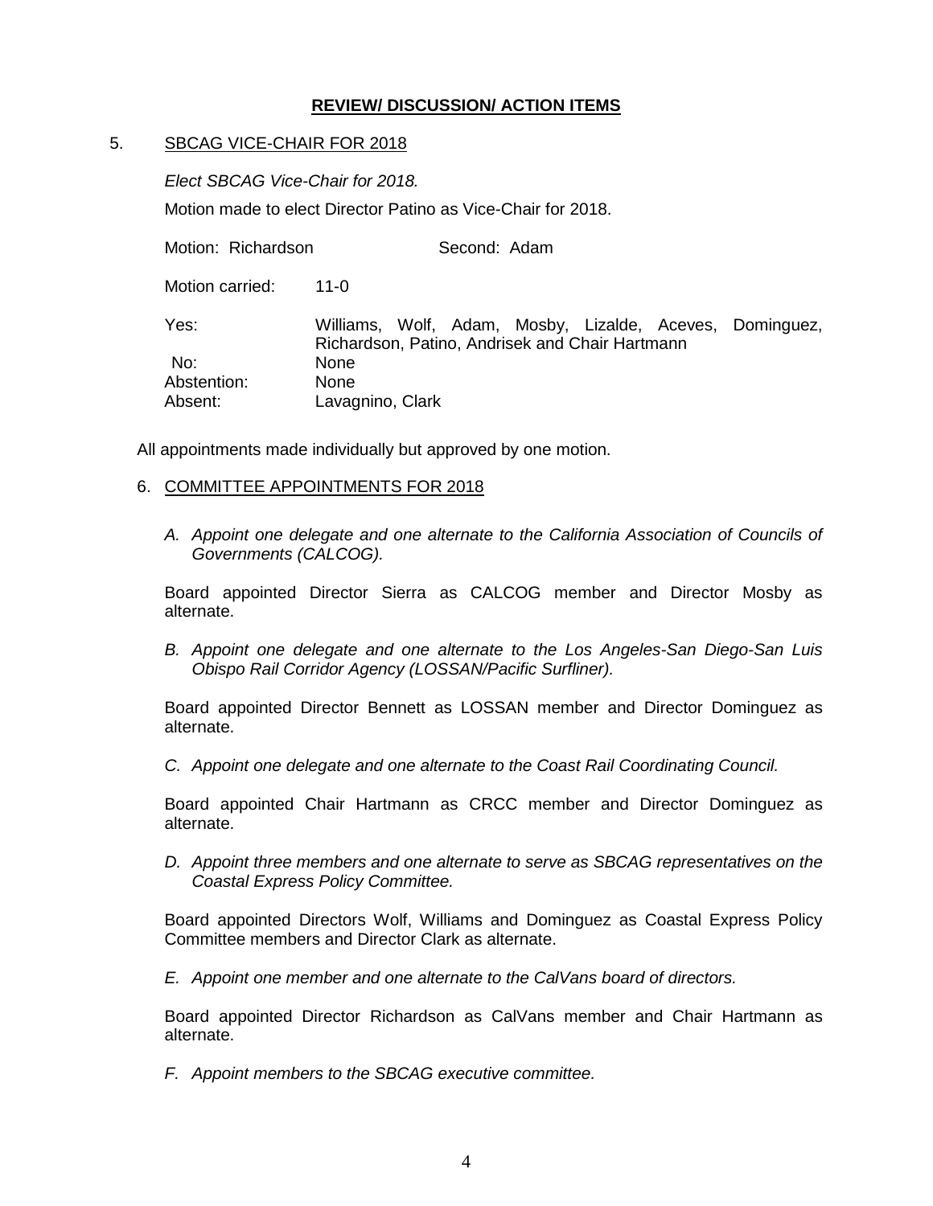## REVIEW/ DISCUSSION/ ACTION ITEMS

5. SBCAG VICE-CHAIR FOR 2018

*Elect SBCAG Vice-Chair for 2018.*

Motion made to elect Director Patino as Vice-Chair for 2018.

Motion: Richardson Second: Adam

Motion carried: 11-0

Yes: Williams, Wolf, Adam, Mosby, Lizalde, Aceves, Dominguez, Richardson, Patino, Andrisek and Chair Hartmann
No: None
Abstention: None
Absent: Lavagnino, Clark

All appointments made individually but approved by one motion.

6. COMMITTEE APPOINTMENTS FOR 2018

*A. Appoint one delegate and one alternate to the California Association of Councils of Governments (CALCOG).*

Board appointed Director Sierra as CALCOG member and Director Mosby as alternate.

*B. Appoint one delegate and one alternate to the Los Angeles-San Diego-San Luis Obispo Rail Corridor Agency (LOSSAN/Pacific Surfliner).*

Board appointed Director Bennett as LOSSAN member and Director Dominguez as alternate.

*C. Appoint one delegate and one alternate to the Coast Rail Coordinating Council.*

Board appointed Chair Hartmann as CRCC member and Director Dominguez as alternate.

*D. Appoint three members and one alternate to serve as SBCAG representatives on the Coastal Express Policy Committee.*

Board appointed Directors Wolf, Williams and Dominguez as Coastal Express Policy Committee members and Director Clark as alternate.

*E. Appoint one member and one alternate to the CalVans board of directors.*

Board appointed Director Richardson as CalVans member and Chair Hartmann as alternate.

*F. Appoint members to the SBCAG executive committee.*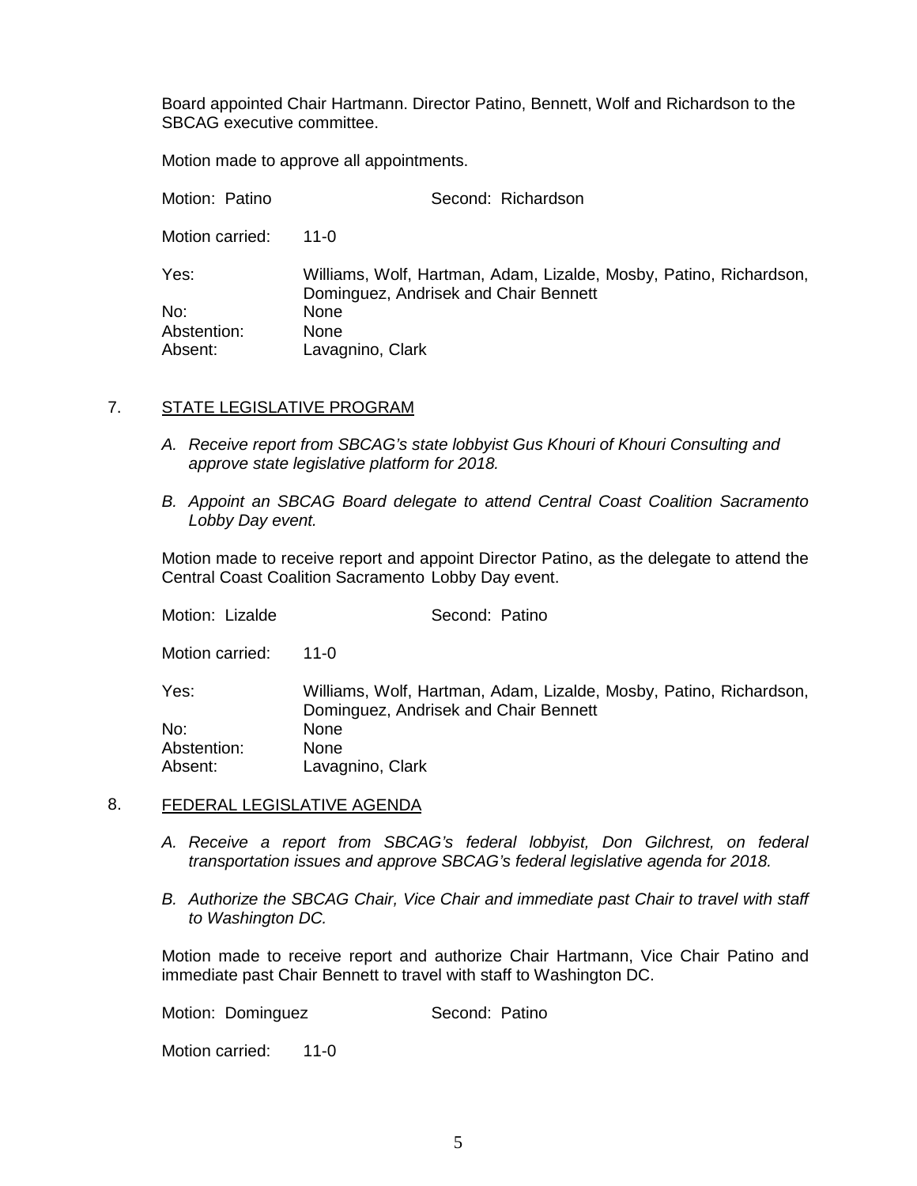Board appointed Chair Hartmann. Director Patino, Bennett, Wolf and Richardson to the SBCAG executive committee.

Motion made to approve all appointments.

Motion: Patino Second: Richardson

Motion carried: 11-0

Yes: Williams, Wolf, Hartman, Adam, Lizalde, Mosby, Patino, Richardson, Dominguez, Andrisek and Chair Bennett
No: None
Abstention: None
Absent: Lavagnino, Clark

## 7. STATE LEGISLATIVE PROGRAM

*A. Receive report from SBCAG's state lobbyist Gus Khouri of Khouri Consulting and approve state legislative platform for 2018.*

*B. Appoint an SBCAG Board delegate to attend Central Coast Coalition Sacramento Lobby Day event.*

Motion made to receive report and appoint Director Patino, as the delegate to attend the Central Coast Coalition Sacramento Lobby Day event.

Motion: Lizalde Second: Patino

Motion carried: 11-0

Yes: Williams, Wolf, Hartman, Adam, Lizalde, Mosby, Patino, Richardson, Dominguez, Andrisek and Chair Bennett
No: None
Abstention: None
Absent: Lavagnino, Clark

## 8. FEDERAL LEGISLATIVE AGENDA

*A. Receive a report from SBCAG's federal lobbyist, Don Gilchrest, on federal transportation issues and approve SBCAG's federal legislative agenda for 2018.*

*B. Authorize the SBCAG Chair, Vice Chair and immediate past Chair to travel with staff to Washington DC.*

Motion made to receive report and authorize Chair Hartmann, Vice Chair Patino and immediate past Chair Bennett to travel with staff to Washington DC.

Motion: Dominguez Second: Patino

Motion carried: 11-0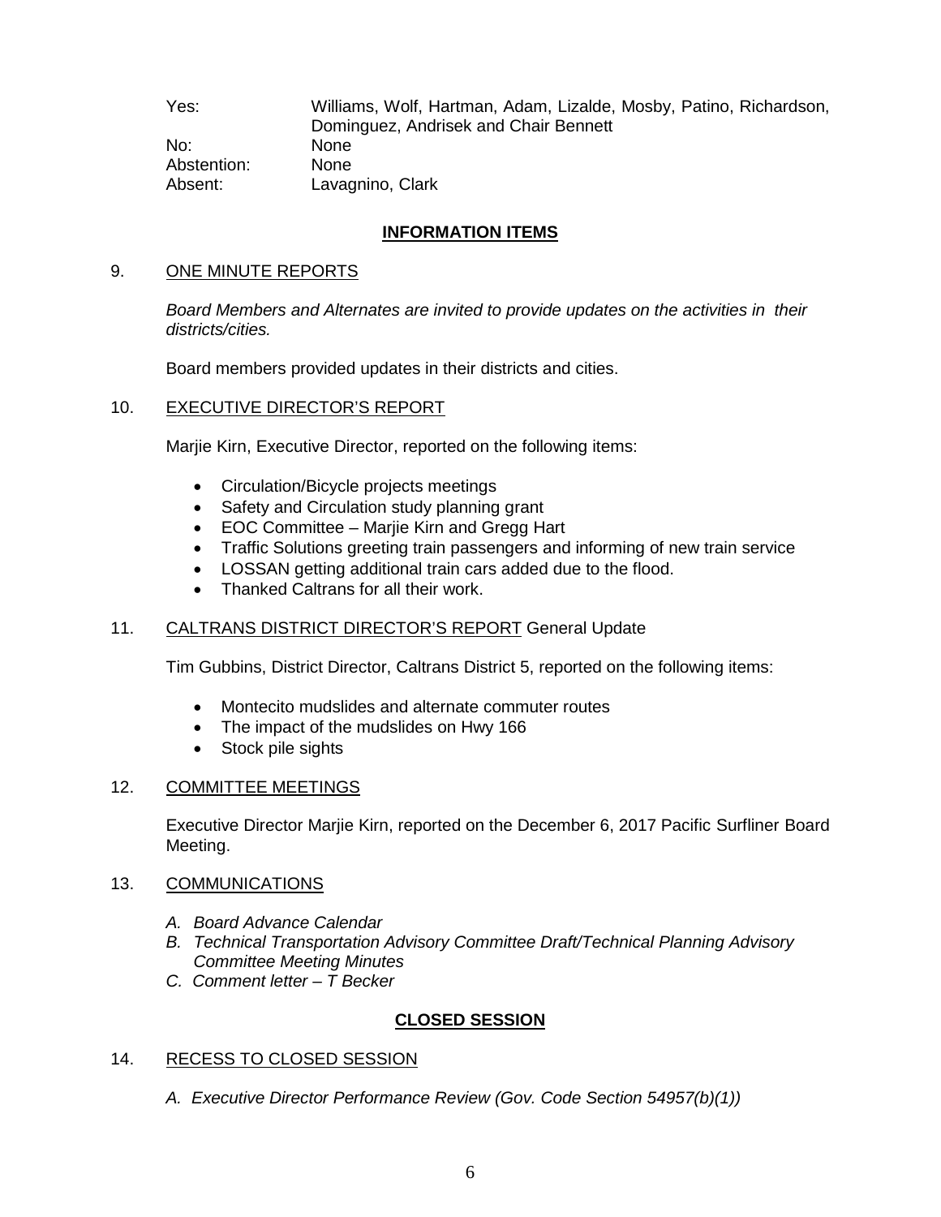| | |
|---|---|
| Yes: | Williams, Wolf, Hartman, Adam, Lizalde, Mosby, Patino, Richardson, Dominguez, Andrisek and Chair Bennett |
| No: | None |
| Abstention: | None |
| Absent: | Lavagnino, Clark |

## INFORMATION ITEMS

9. ONE MINUTE REPORTS

   *Board Members and Alternates are invited to provide updates on the activities in their districts/cities.*

   Board members provided updates in their districts and cities.

10. EXECUTIVE DIRECTOR'S REPORT

    Marjie Kirn, Executive Director, reported on the following items:

    - Circulation/Bicycle projects meetings
    - Safety and Circulation study planning grant
    - EOC Committee – Marjie Kirn and Gregg Hart
    - Traffic Solutions greeting train passengers and informing of new train service
    - LOSSAN getting additional train cars added due to the flood.
    - Thanked Caltrans for all their work.

11. CALTRANS DISTRICT DIRECTOR'S REPORT General Update

    Tim Gubbins, District Director, Caltrans District 5, reported on the following items:

    - Montecito mudslides and alternate commuter routes
    - The impact of the mudslides on Hwy 166
    - Stock pile sights

12. COMMITTEE MEETINGS

    Executive Director Marjie Kirn, reported on the December 6, 2017 Pacific Surfliner Board Meeting.

13. COMMUNICATIONS

    *A. Board Advance Calendar*
    *B. Technical Transportation Advisory Committee Draft/Technical Planning Advisory Committee Meeting Minutes*
    *C. Comment letter – T Becker*

## CLOSED SESSION

14. RECESS TO CLOSED SESSION

    *A. Executive Director Performance Review (Gov. Code Section 54957(b)(1))*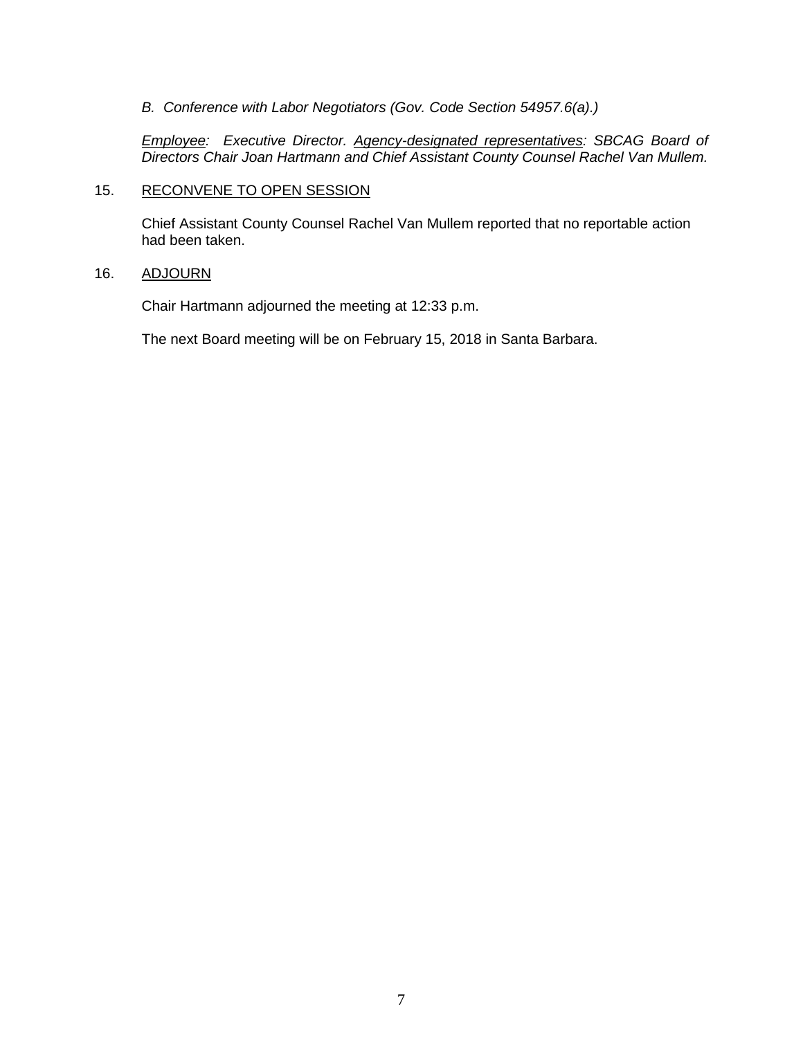*B. Conference with Labor Negotiators (Gov. Code Section 54957.6(a).)*

*Employee: Executive Director. Agency-designated representatives: SBCAG Board of Directors Chair Joan Hartmann and Chief Assistant County Counsel Rachel Van Mullem.*

15. RECONVENE TO OPEN SESSION

Chief Assistant County Counsel Rachel Van Mullem reported that no reportable action had been taken.

16. ADJOURN

Chair Hartmann adjourned the meeting at 12:33 p.m.

The next Board meeting will be on February 15, 2018 in Santa Barbara.